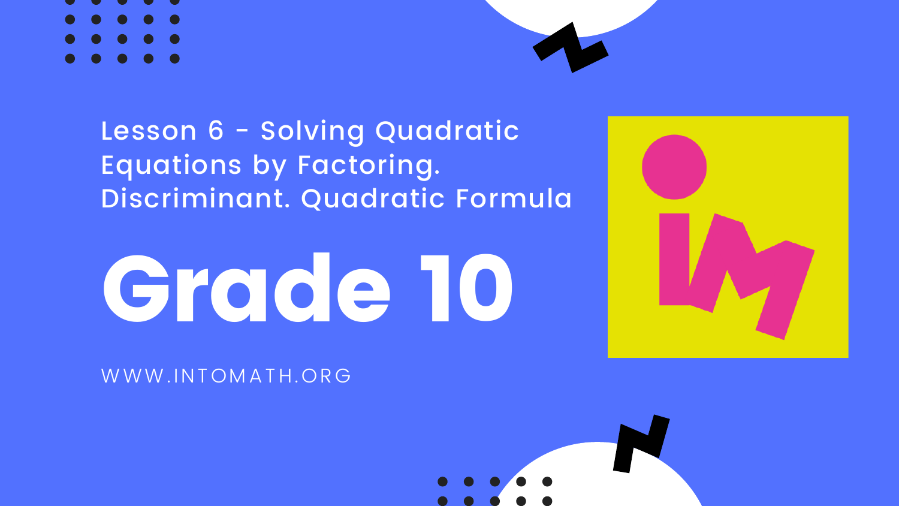Lesson 6 - Solving Quadratic Equations by Factoring. Discriminant. Quadratic Formula

# Grade 10

WWW.INTOMATH.ORG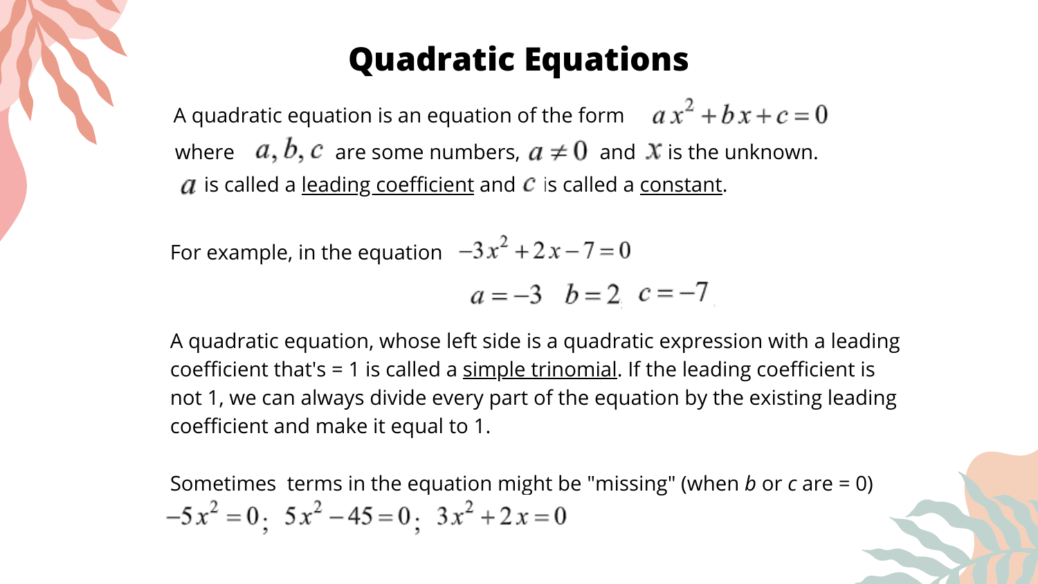# Quadratic Equations

A quadratic equation is an equation of the form $ax^2 + bx + c = 0$ where $a, b, c$ are some numbers, $a \neq 0$ and $x$ is the unknown. $a$ is called a leading coefficient and $c$ is called a constant.

For example, in the equation $-3x^2 + 2x - 7 = 0$

$$a = -3 \quad b = 2 \quad c = -7$$

A quadratic equation, whose left side is a quadratic expression with a leading coefficient that's = 1 is called a simple trinomial. If the leading coefficient is not 1, we can always divide every part of the equation by the existing leading coefficient and make it equal to 1.

Sometimes terms in the equation might be "missing" (when *b* or *c* are = 0)

$$-5x^2 = 0; \quad 5x^2 - 45 = 0; \quad 3x^2 + 2x = 0$$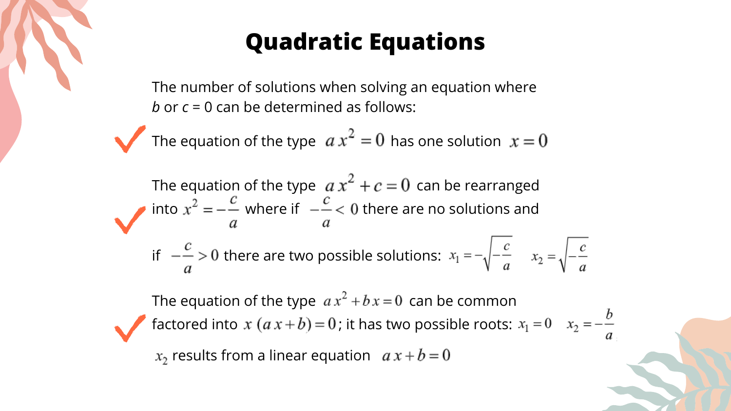# Quadratic Equations

The number of solutions when solving an equation where *b* or *c* = 0 can be determined as follows:

- The equation of the type $ax^2 = 0$ has one solution $x = 0$

- The equation of the type $ax^2 + c = 0$ can be rearranged into $x^2 = -\frac{c}{a}$ where if $-\frac{c}{a} < 0$ there are no solutions and if $-\frac{c}{a} > 0$ there are two possible solutions: $x_1 = -\sqrt{-\frac{c}{a}}$ $x_2 = \sqrt{-\frac{c}{a}}$

- The equation of the type $ax^2 + bx = 0$ can be common factored into $x(ax + b) = 0$; it has two possible roots: $x_1 = 0$ $x_2 = -\frac{b}{a}$

  $x_2$ results from a linear equation $ax + b = 0$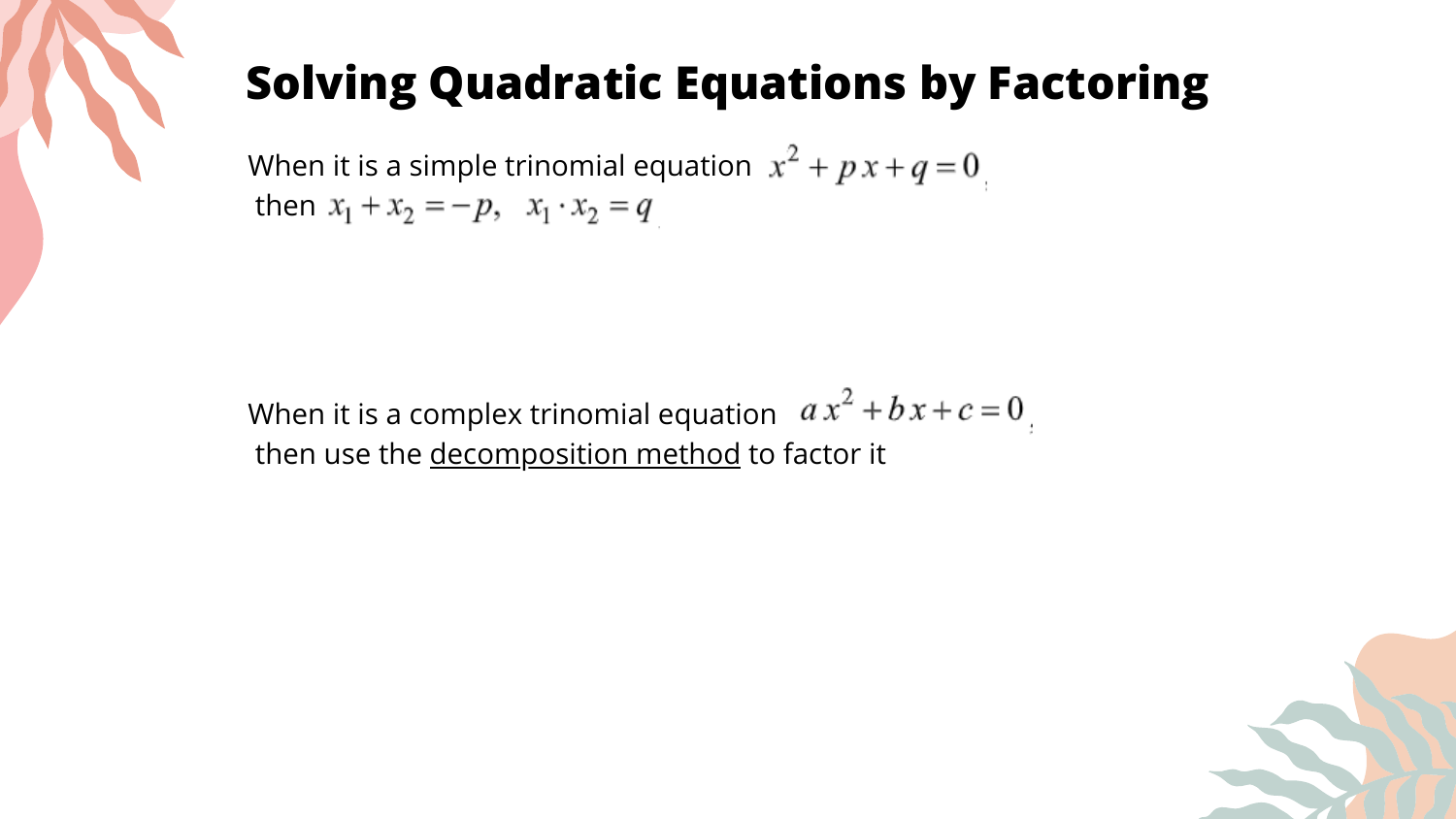# Solving Quadratic Equations by Factoring

When it is a simple trinomial equation $x^2 + px + q = 0$,
then $x_1 + x_2 = -p, \quad x_1 \cdot x_2 = q$

When it is a complex trinomial equation $ax^2 + bx + c = 0$,
then use the decomposition method to factor it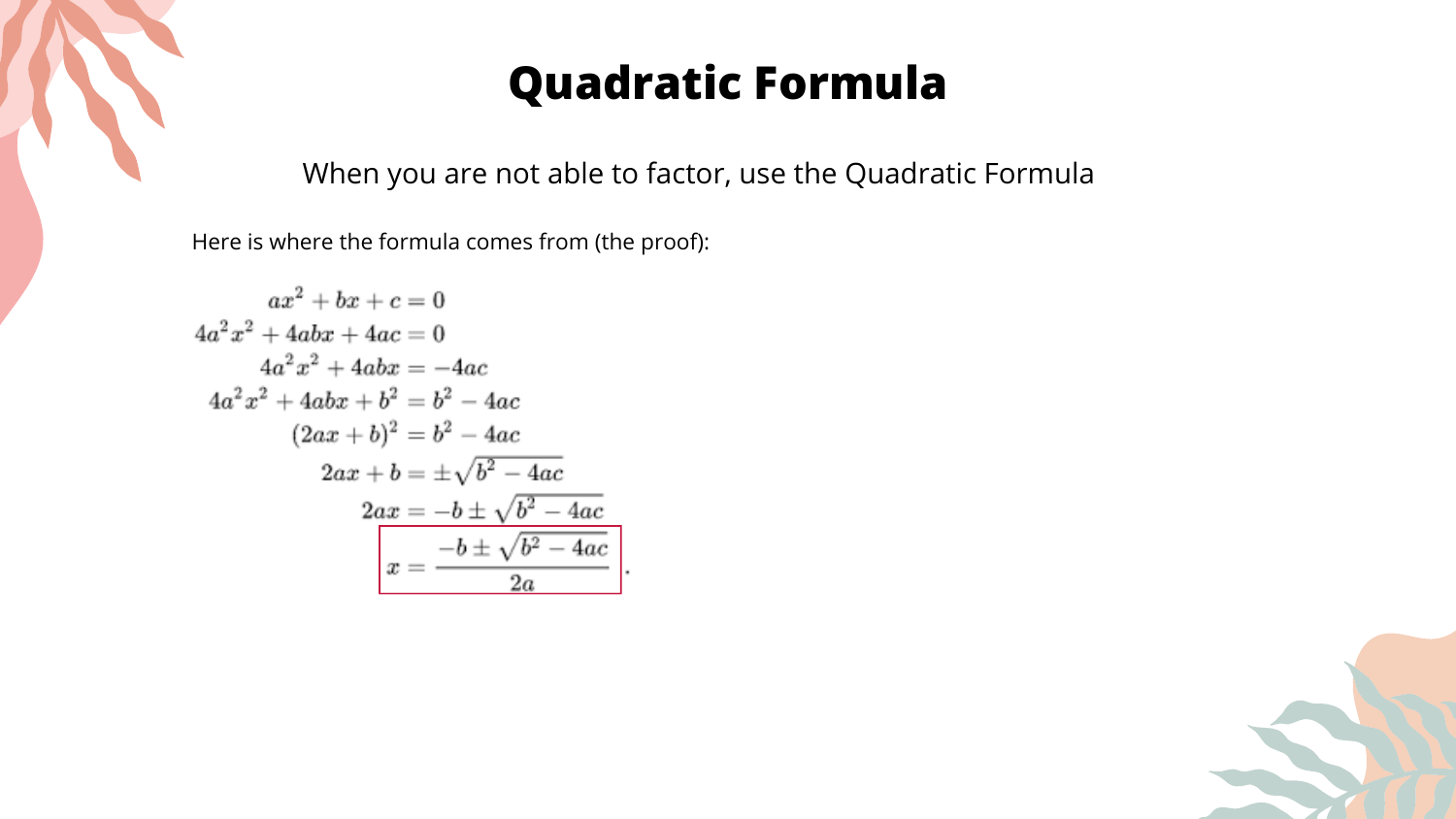# Quadratic Formula

When you are not able to factor, use the Quadratic Formula

Here is where the formula comes from (the proof):

$$
\begin{aligned}
ax^2 + bx + c &= 0 \\
4a^2x^2 + 4abx + 4ac &= 0 \\
4a^2x^2 + 4abx &= -4ac \\
4a^2x^2 + 4abx + b^2 &= b^2 - 4ac \\
(2ax + b)^2 &= b^2 - 4ac \\
2ax + b &= \pm\sqrt{b^2 - 4ac} \\
2ax &= -b \pm \sqrt{b^2 - 4ac} \\
x &= \frac{-b \pm \sqrt{b^2 - 4ac}}{2a}.
\end{aligned}
$$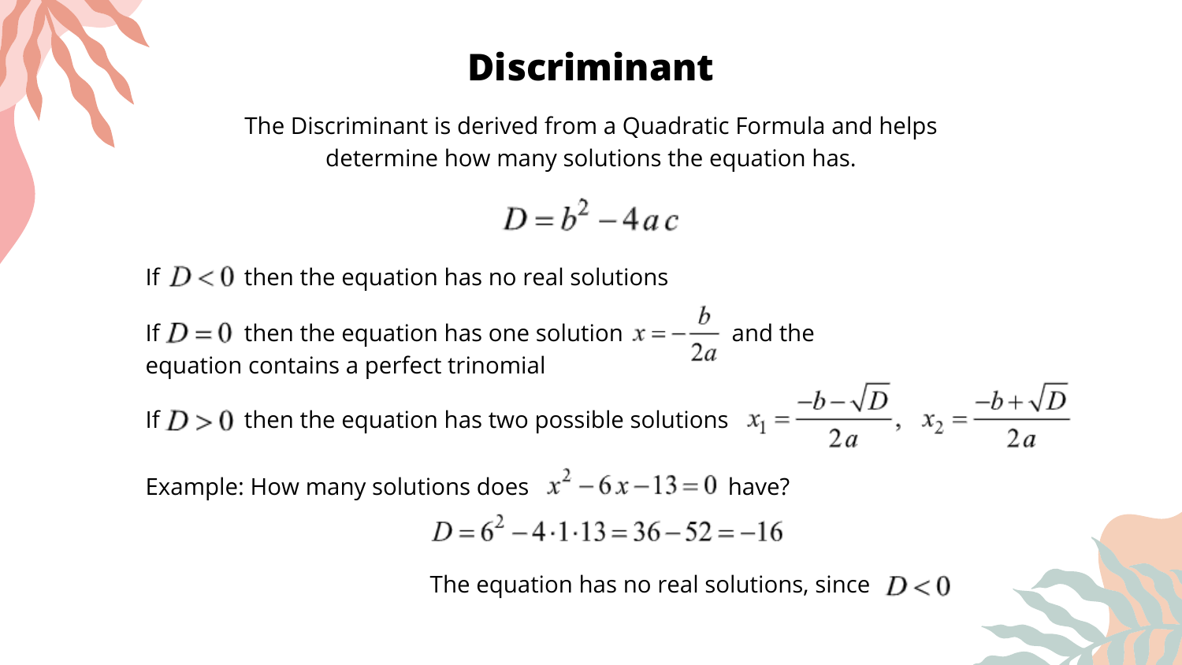# Discriminant

The Discriminant is derived from a Quadratic Formula and helps determine how many solutions the equation has.

$$D = b^2 - 4ac$$

If $D < 0$ then the equation has no real solutions

If $D = 0$ then the equation has one solution $x = -\frac{b}{2a}$ and the equation contains a perfect trinomial

If $D > 0$ then the equation has two possible solutions $x_1 = \frac{-b - \sqrt{D}}{2a}$, $x_2 = \frac{-b + \sqrt{D}}{2a}$

Example: How many solutions does $x^2 - 6x - 13 = 0$ have?

$$D = 6^2 - 4 \cdot 1 \cdot 13 = 36 - 52 = -16$$

The equation has no real solutions, since $D < 0$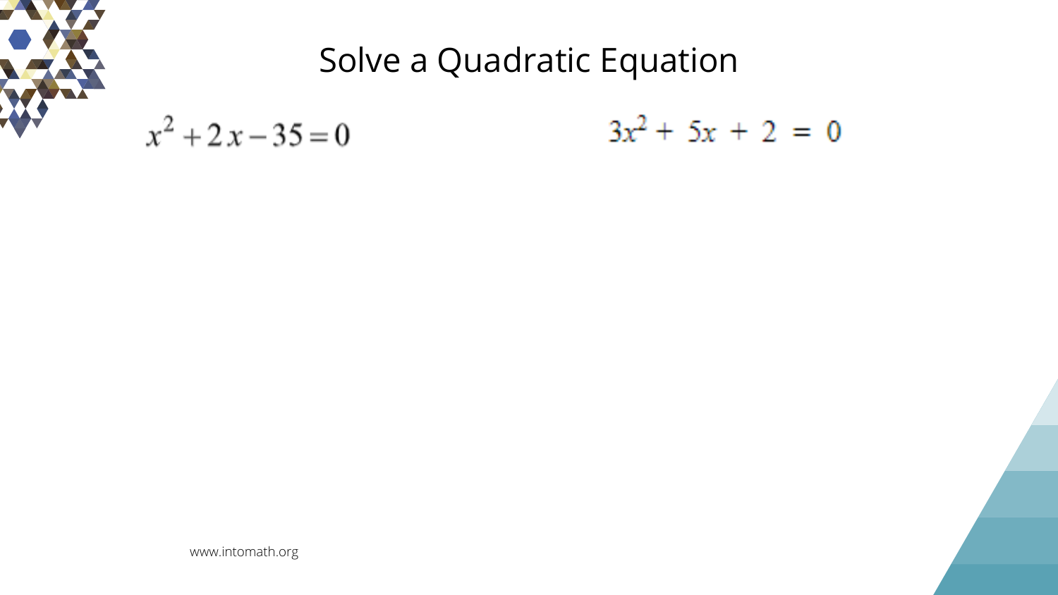# Solve a Quadratic Equation

$$x^2 + 2x - 35 = 0$$

$$3x^2 + 5x + 2 = 0$$

www.intomath.org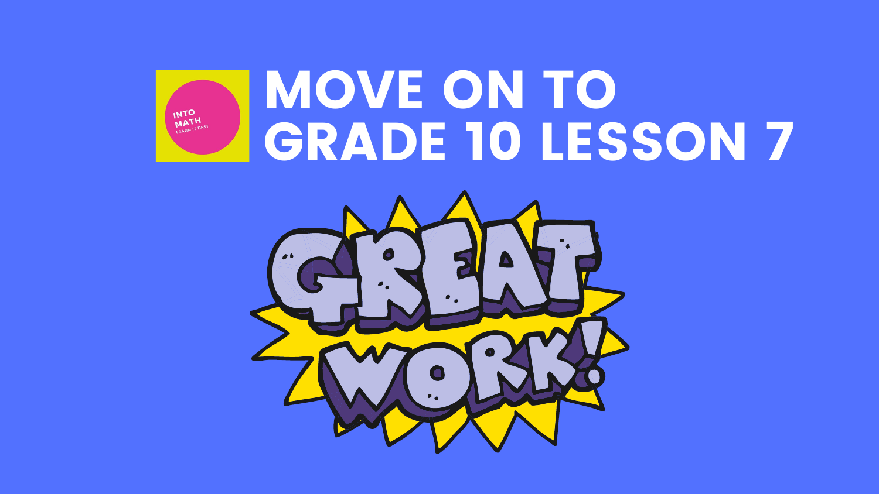# MOVE ON TO GRADE 10 LESSON 7

GREAT WORK!